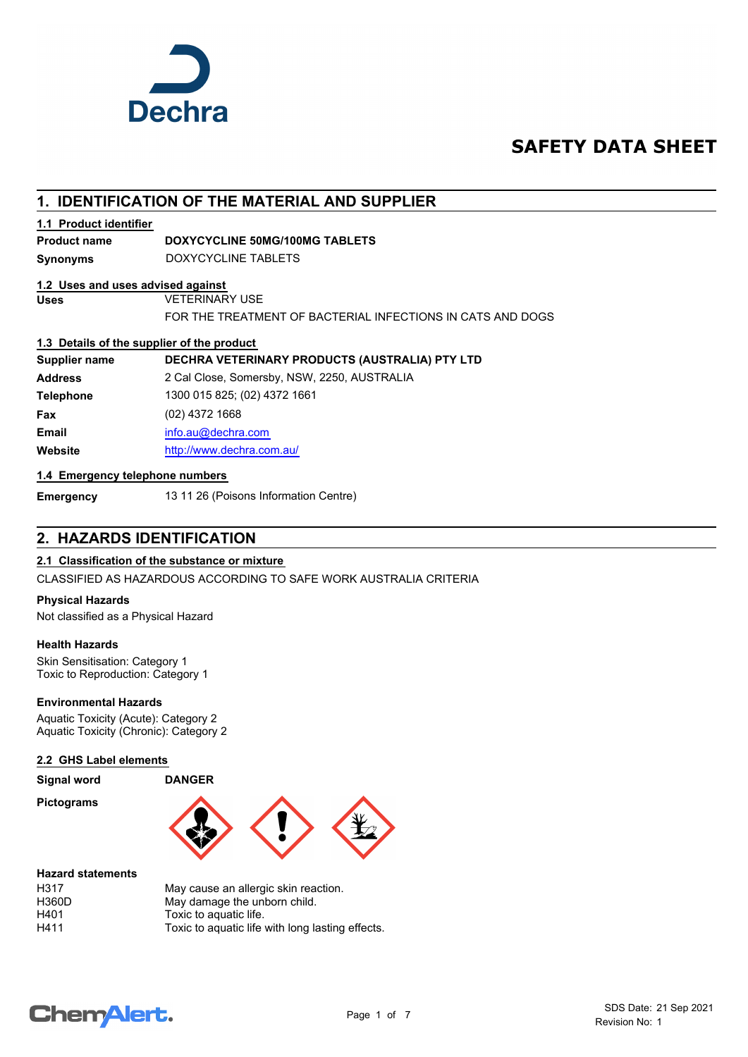# SAFETY DATA SHEET

## 1. IDENTIFICATION OF THE MATERIAL AND SUPPLIER

### 1.1 Product identifier

| | |
|---|---|
| **Product name** | **DOXYCYCLINE 50MG/100MG TABLETS** |
| **Synonyms** | DOXYCYCLINE TABLETS |

### 1.2 Uses and uses advised against

| | |
|---|---|
| **Uses** | VETERINARY USE |
| | FOR THE TREATMENT OF BACTERIAL INFECTIONS IN CATS AND DOGS |

### 1.3 Details of the supplier of the product

| | |
|---|---|
| **Supplier name** | **DECHRA VETERINARY PRODUCTS (AUSTRALIA) PTY LTD** |
| **Address** | 2 Cal Close, Somersby, NSW, 2250, AUSTRALIA |
| **Telephone** | 1300 015 825; (02) 4372 1661 |
| **Fax** | (02) 4372 1668 |
| **Email** | info.au@dechra.com |
| **Website** | http://www.dechra.com.au/ |

### 1.4 Emergency telephone numbers

| | |
|---|---|
| **Emergency** | 13 11 26 (Poisons Information Centre) |

## 2. HAZARDS IDENTIFICATION

### 2.1 Classification of the substance or mixture

CLASSIFIED AS HAZARDOUS ACCORDING TO SAFE WORK AUSTRALIA CRITERIA

**Physical Hazards**

Not classified as a Physical Hazard

**Health Hazards**

Skin Sensitisation: Category 1
Toxic to Reproduction: Category 1

**Environmental Hazards**

Aquatic Toxicity (Acute): Category 2
Aquatic Toxicity (Chronic): Category 2

### 2.2 GHS Label elements

| | |
|---|---|
| **Signal word** | **DANGER** |
| **Pictograms** | |

**Hazard statements**

| | |
|---|---|
| H317 | May cause an allergic skin reaction. |
| H360D | May damage the unborn child. |
| H401 | Toxic to aquatic life. |
| H411 | Toxic to aquatic life with long lasting effects. |

SDS Date: 21 Sep 2021
Revision No: 1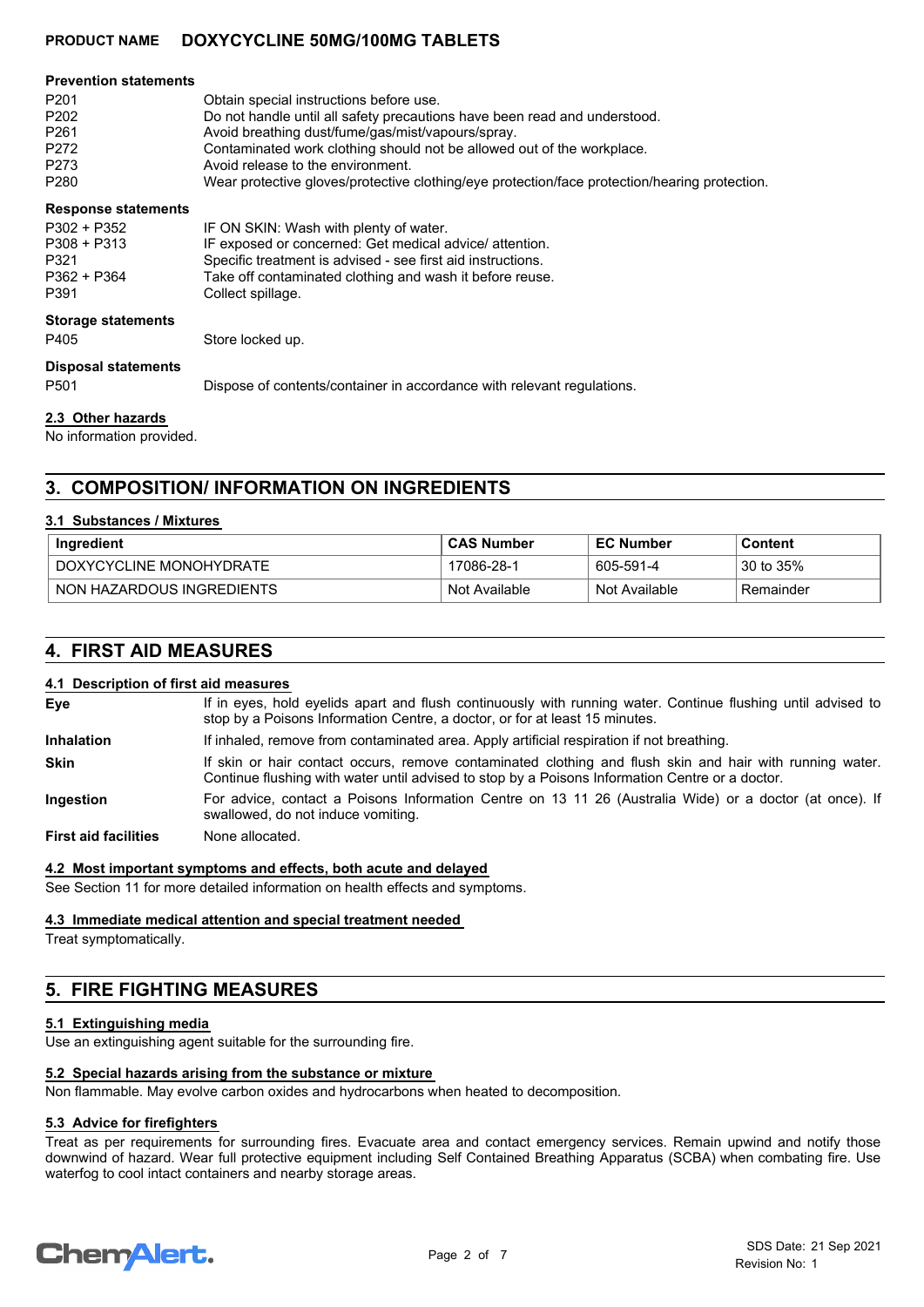#### Prevention statements

| | |
|---|---|
| P201 | Obtain special instructions before use. |
| P202 | Do not handle until all safety precautions have been read and understood. |
| P261 | Avoid breathing dust/fume/gas/mist/vapours/spray. |
| P272 | Contaminated work clothing should not be allowed out of the workplace. |
| P273 | Avoid release to the environment. |
| P280 | Wear protective gloves/protective clothing/eye protection/face protection/hearing protection. |

#### Response statements

| | |
|---|---|
| P302 + P352 | IF ON SKIN: Wash with plenty of water. |
| P308 + P313 | IF exposed or concerned: Get medical advice/ attention. |
| P321 | Specific treatment is advised - see first aid instructions. |
| P362 + P364 | Take off contaminated clothing and wash it before reuse. |
| P391 | Collect spillage. |

#### Storage statements

| | |
|---|---|
| P405 | Store locked up. |

#### Disposal statements

| | |
|---|---|
| P501 | Dispose of contents/container in accordance with relevant regulations. |

### 2.3 Other hazards

No information provided.

## 3. COMPOSITION/ INFORMATION ON INGREDIENTS

### 3.1 Substances / Mixtures

| Ingredient | CAS Number | EC Number | Content |
|---|---|---|---|
| DOXYCYCLINE MONOHYDRATE | 17086-28-1 | 605-591-4 | 30 to 35% |
| NON HAZARDOUS INGREDIENTS | Not Available | Not Available | Remainder |

## 4. FIRST AID MEASURES

### 4.1 Description of first aid measures

**Eye**
If in eyes, hold eyelids apart and flush continuously with running water. Continue flushing until advised to stop by a Poisons Information Centre, a doctor, or for at least 15 minutes.

**Inhalation**
If inhaled, remove from contaminated area. Apply artificial respiration if not breathing.

**Skin**
If skin or hair contact occurs, remove contaminated clothing and flush skin and hair with running water. Continue flushing with water until advised to stop by a Poisons Information Centre or a doctor.

**Ingestion**
For advice, contact a Poisons Information Centre on 13 11 26 (Australia Wide) or a doctor (at once). If swallowed, do not induce vomiting.

**First aid facilities**
None allocated.

### 4.2 Most important symptoms and effects, both acute and delayed

See Section 11 for more detailed information on health effects and symptoms.

### 4.3 Immediate medical attention and special treatment needed

Treat symptomatically.

## 5. FIRE FIGHTING MEASURES

### 5.1 Extinguishing media

Use an extinguishing agent suitable for the surrounding fire.

### 5.2 Special hazards arising from the substance or mixture

Non flammable. May evolve carbon oxides and hydrocarbons when heated to decomposition.

### 5.3 Advice for firefighters

Treat as per requirements for surrounding fires. Evacuate area and contact emergency services. Remain upwind and notify those downwind of hazard. Wear full protective equipment including Self Contained Breathing Apparatus (SCBA) when combating fire. Use waterfog to cool intact containers and nearby storage areas.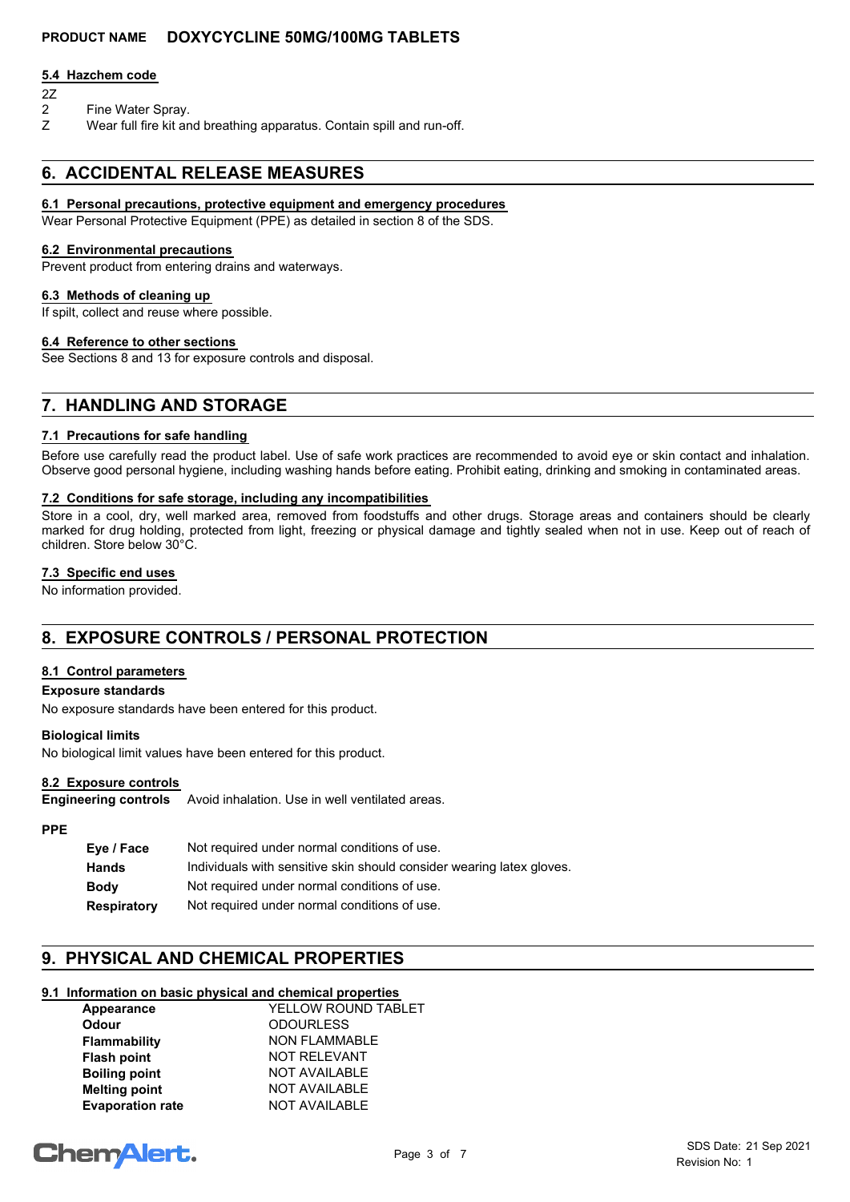#### 5.4 Hazchem code

2Z

2 Fine Water Spray.
Z Wear full fire kit and breathing apparatus. Contain spill and run-off.

## 6. ACCIDENTAL RELEASE MEASURES

#### 6.1 Personal precautions, protective equipment and emergency procedures

Wear Personal Protective Equipment (PPE) as detailed in section 8 of the SDS.

#### 6.2 Environmental precautions

Prevent product from entering drains and waterways.

#### 6.3 Methods of cleaning up

If spilt, collect and reuse where possible.

#### 6.4 Reference to other sections

See Sections 8 and 13 for exposure controls and disposal.

## 7. HANDLING AND STORAGE

#### 7.1 Precautions for safe handling

Before use carefully read the product label. Use of safe work practices are recommended to avoid eye or skin contact and inhalation. Observe good personal hygiene, including washing hands before eating. Prohibit eating, drinking and smoking in contaminated areas.

#### 7.2 Conditions for safe storage, including any incompatibilities

Store in a cool, dry, well marked area, removed from foodstuffs and other drugs. Storage areas and containers should be clearly marked for drug holding, protected from light, freezing or physical damage and tightly sealed when not in use. Keep out of reach of children. Store below 30°C.

#### 7.3 Specific end uses

No information provided.

## 8. EXPOSURE CONTROLS / PERSONAL PROTECTION

#### 8.1 Control parameters

**Exposure standards**

No exposure standards have been entered for this product.

**Biological limits**

No biological limit values have been entered for this product.

#### 8.2 Exposure controls

**Engineering controls** Avoid inhalation. Use in well ventilated areas.

**PPE**

| | |
|---|---|
| **Eye / Face** | Not required under normal conditions of use. |
| **Hands** | Individuals with sensitive skin should consider wearing latex gloves. |
| **Body** | Not required under normal conditions of use. |
| **Respiratory** | Not required under normal conditions of use. |

## 9. PHYSICAL AND CHEMICAL PROPERTIES

#### 9.1 Information on basic physical and chemical properties

| | |
|---|---|
| **Appearance** | YELLOW ROUND TABLET |
| **Odour** | ODOURLESS |
| **Flammability** | NON FLAMMABLE |
| **Flash point** | NOT RELEVANT |
| **Boiling point** | NOT AVAILABLE |
| **Melting point** | NOT AVAILABLE |
| **Evaporation rate** | NOT AVAILABLE |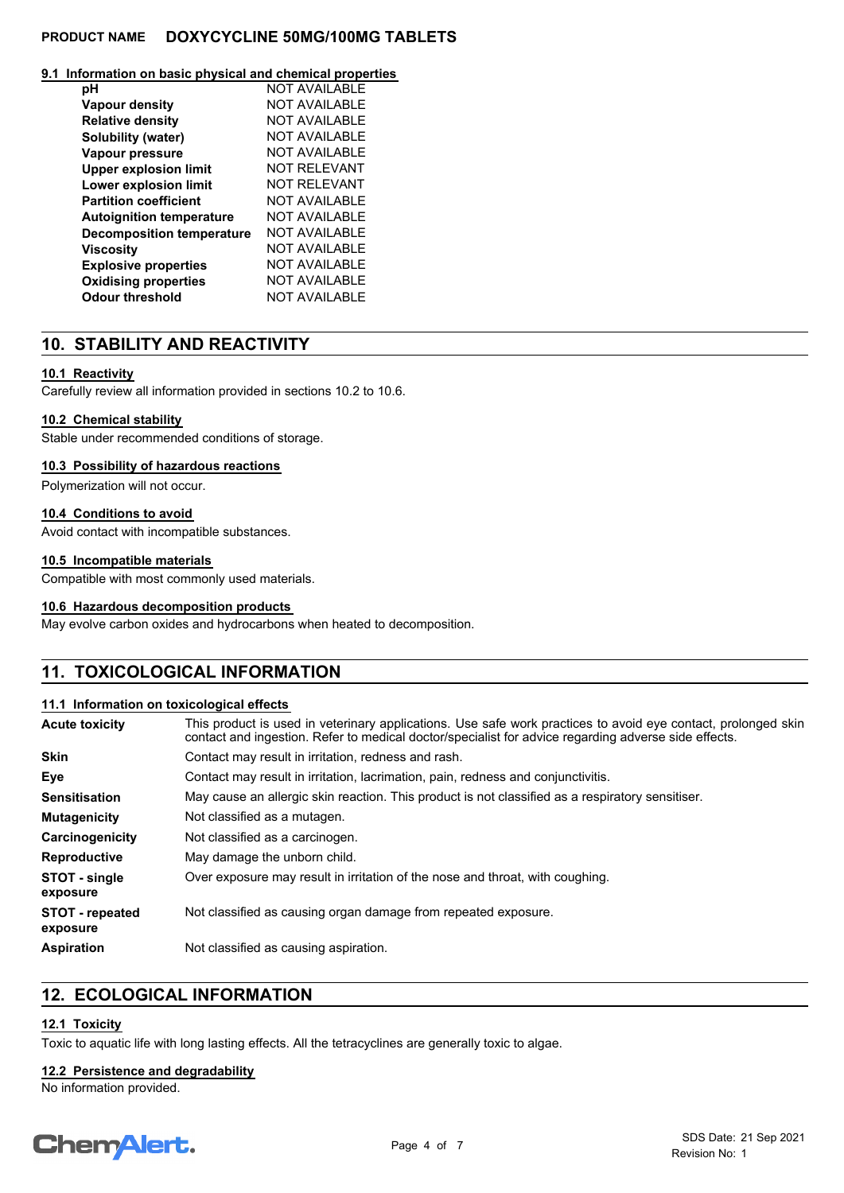### 9.1 Information on basic physical and chemical properties

| | |
|---|---|
| **pH** | NOT AVAILABLE |
| **Vapour density** | NOT AVAILABLE |
| **Relative density** | NOT AVAILABLE |
| **Solubility (water)** | NOT AVAILABLE |
| **Vapour pressure** | NOT AVAILABLE |
| **Upper explosion limit** | NOT RELEVANT |
| **Lower explosion limit** | NOT RELEVANT |
| **Partition coefficient** | NOT AVAILABLE |
| **Autoignition temperature** | NOT AVAILABLE |
| **Decomposition temperature** | NOT AVAILABLE |
| **Viscosity** | NOT AVAILABLE |
| **Explosive properties** | NOT AVAILABLE |
| **Oxidising properties** | NOT AVAILABLE |
| **Odour threshold** | NOT AVAILABLE |

## 10. STABILITY AND REACTIVITY

### 10.1 Reactivity

Carefully review all information provided in sections 10.2 to 10.6.

### 10.2 Chemical stability

Stable under recommended conditions of storage.

### 10.3 Possibility of hazardous reactions

Polymerization will not occur.

### 10.4 Conditions to avoid

Avoid contact with incompatible substances.

### 10.5 Incompatible materials

Compatible with most commonly used materials.

### 10.6 Hazardous decomposition products

May evolve carbon oxides and hydrocarbons when heated to decomposition.

## 11. TOXICOLOGICAL INFORMATION

### 11.1 Information on toxicological effects

| | |
|---|---|
| **Acute toxicity** | This product is used in veterinary applications. Use safe work practices to avoid eye contact, prolonged skin contact and ingestion. Refer to medical doctor/specialist for advice regarding adverse side effects. |
| **Skin** | Contact may result in irritation, redness and rash. |
| **Eye** | Contact may result in irritation, lacrimation, pain, redness and conjunctivitis. |
| **Sensitisation** | May cause an allergic skin reaction. This product is not classified as a respiratory sensitiser. |
| **Mutagenicity** | Not classified as a mutagen. |
| **Carcinogenicity** | Not classified as a carcinogen. |
| **Reproductive** | May damage the unborn child. |
| **STOT - single exposure** | Over exposure may result in irritation of the nose and throat, with coughing. |
| **STOT - repeated exposure** | Not classified as causing organ damage from repeated exposure. |
| **Aspiration** | Not classified as causing aspiration. |

## 12. ECOLOGICAL INFORMATION

### 12.1 Toxicity

Toxic to aquatic life with long lasting effects. All the tetracyclines are generally toxic to algae.

### 12.2 Persistence and degradability

No information provided.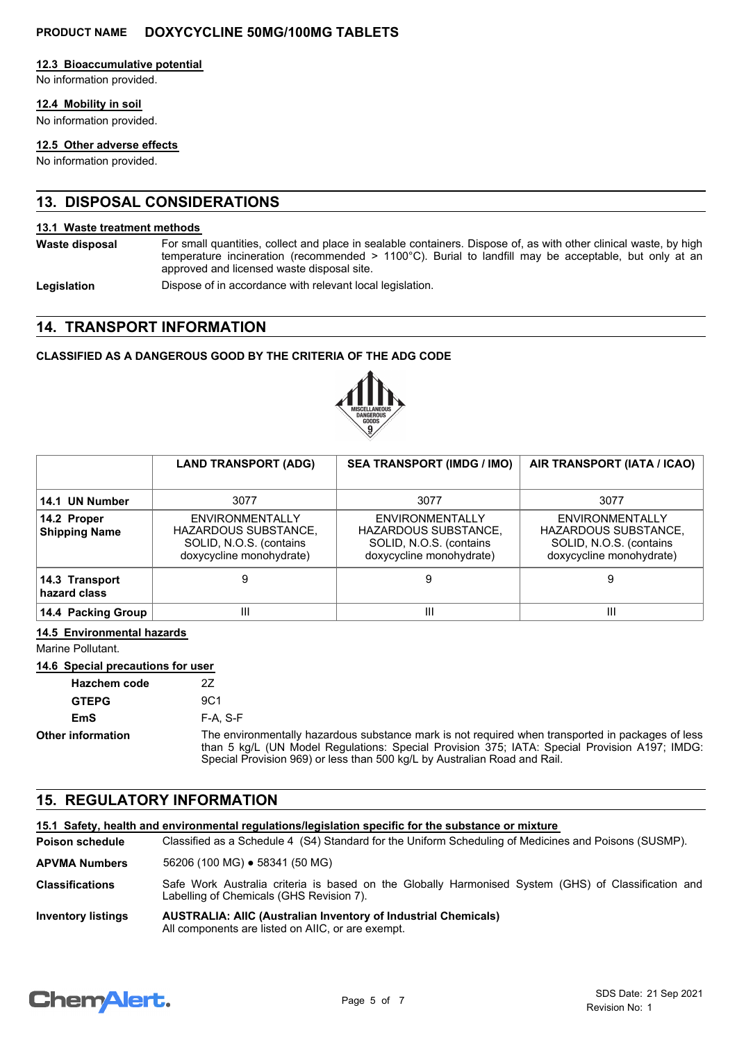### 12.3 Bioaccumulative potential

No information provided.

### 12.4 Mobility in soil

No information provided.

### 12.5 Other adverse effects

No information provided.

## 13. DISPOSAL CONSIDERATIONS

### 13.1 Waste treatment methods

**Waste disposal** For small quantities, collect and place in sealable containers. Dispose of, as with other clinical waste, by high temperature incineration (recommended > 1100°C). Burial to landfill may be acceptable, but only at an approved and licensed waste disposal site.

**Legislation** Dispose of in accordance with relevant local legislation.

## 14. TRANSPORT INFORMATION

**CLASSIFIED AS A DANGEROUS GOOD BY THE CRITERIA OF THE ADG CODE**

| | LAND TRANSPORT (ADG) | SEA TRANSPORT (IMDG / IMO) | AIR TRANSPORT (IATA / ICAO) |
|---|---|---|---|
| **14.1 UN Number** | 3077 | 3077 | 3077 |
| **14.2 Proper Shipping Name** | ENVIRONMENTALLY HAZARDOUS SUBSTANCE, SOLID, N.O.S. (contains doxycycline monohydrate) | ENVIRONMENTALLY HAZARDOUS SUBSTANCE, SOLID, N.O.S. (contains doxycycline monohydrate) | ENVIRONMENTALLY HAZARDOUS SUBSTANCE, SOLID, N.O.S. (contains doxycycline monohydrate) |
| **14.3 Transport hazard class** | 9 | 9 | 9 |
| **14.4 Packing Group** | III | III | III |

### 14.5 Environmental hazards

Marine Pollutant.

### 14.6 Special precautions for user

**Hazchem code** 2Z

**GTEPG** 9C1

**EmS** F-A, S-F

**Other information** The environmentally hazardous substance mark is not required when transported in packages of less than 5 kg/L (UN Model Regulations: Special Provision 375; IATA: Special Provision A197; IMDG: Special Provision 969) or less than 500 kg/L by Australian Road and Rail.

## 15. REGULATORY INFORMATION

### 15.1 Safety, health and environmental regulations/legislation specific for the substance or mixture

**Poison schedule** Classified as a Schedule 4 (S4) Standard for the Uniform Scheduling of Medicines and Poisons (SUSMP).

**APVMA Numbers** 56206 (100 MG) ● 58341 (50 MG)

**Classifications** Safe Work Australia criteria is based on the Globally Harmonised System (GHS) of Classification and Labelling of Chemicals (GHS Revision 7).

**Inventory listings** **AUSTRALIA: AIIC (Australian Inventory of Industrial Chemicals)**
All components are listed on AIIC, or are exempt.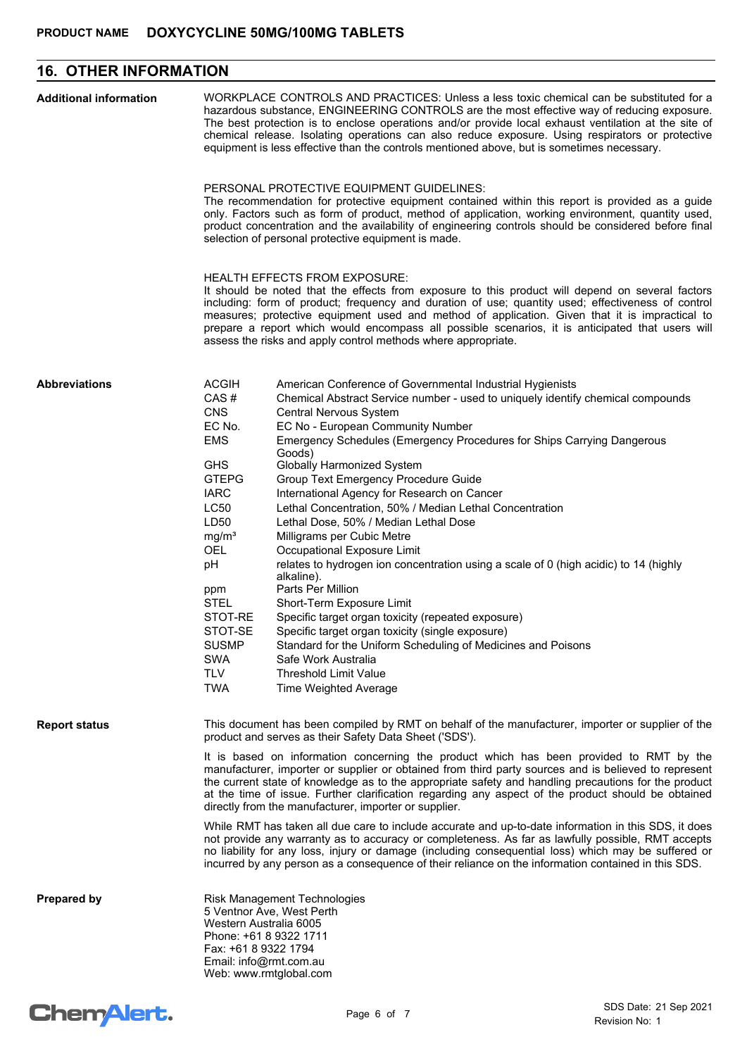## 16. OTHER INFORMATION

**Additional information**

WORKPLACE CONTROLS AND PRACTICES: Unless a less toxic chemical can be substituted for a hazardous substance, ENGINEERING CONTROLS are the most effective way of reducing exposure. The best protection is to enclose operations and/or provide local exhaust ventilation at the site of chemical release. Isolating operations can also reduce exposure. Using respirators or protective equipment is less effective than the controls mentioned above, but is sometimes necessary.

PERSONAL PROTECTIVE EQUIPMENT GUIDELINES:
The recommendation for protective equipment contained within this report is provided as a guide only. Factors such as form of product, method of application, working environment, quantity used, product concentration and the availability of engineering controls should be considered before final selection of personal protective equipment is made.

HEALTH EFFECTS FROM EXPOSURE:
It should be noted that the effects from exposure to this product will depend on several factors including: form of product; frequency and duration of use; quantity used; effectiveness of control measures; protective equipment used and method of application. Given that it is impractical to prepare a report which would encompass all possible scenarios, it is anticipated that users will assess the risks and apply control methods where appropriate.

**Abbreviations**

| Abbreviation | Meaning |
| --- | --- |
| ACGIH | American Conference of Governmental Industrial Hygienists |
| CAS # | Chemical Abstract Service number - used to uniquely identify chemical compounds |
| CNS | Central Nervous System |
| EC No. | EC No - European Community Number |
| EMS | Emergency Schedules (Emergency Procedures for Ships Carrying Dangerous Goods) |
| GHS | Globally Harmonized System |
| GTEPG | Group Text Emergency Procedure Guide |
| IARC | International Agency for Research on Cancer |
| LC50 | Lethal Concentration, 50% / Median Lethal Concentration |
| LD50 | Lethal Dose, 50% / Median Lethal Dose |
| $mg/m^3$ | Milligrams per Cubic Metre |
| OEL | Occupational Exposure Limit |
| pH | relates to hydrogen ion concentration using a scale of 0 (high acidic) to 14 (highly alkaline). |
| ppm | Parts Per Million |
| STEL | Short-Term Exposure Limit |
| STOT-RE | Specific target organ toxicity (repeated exposure) |
| STOT-SE | Specific target organ toxicity (single exposure) |
| SUSMP | Standard for the Uniform Scheduling of Medicines and Poisons |
| SWA | Safe Work Australia |
| TLV | Threshold Limit Value |
| TWA | Time Weighted Average |

**Report status**

This document has been compiled by RMT on behalf of the manufacturer, importer or supplier of the product and serves as their Safety Data Sheet ('SDS').

It is based on information concerning the product which has been provided to RMT by the manufacturer, importer or supplier or obtained from third party sources and is believed to represent the current state of knowledge as to the appropriate safety and handling precautions for the product at the time of issue. Further clarification regarding any aspect of the product should be obtained directly from the manufacturer, importer or supplier.

While RMT has taken all due care to include accurate and up-to-date information in this SDS, it does not provide any warranty as to accuracy or completeness. As far as lawfully possible, RMT accepts no liability for any loss, injury or damage (including consequential loss) which may be suffered or incurred by any person as a consequence of their reliance on the information contained in this SDS.

**Prepared by**

Risk Management Technologies
5 Ventnor Ave, West Perth
Western Australia 6005
Phone: +61 8 9322 1711
Fax: +61 8 9322 1794
Email: info@rmt.com.au
Web: www.rmtglobal.com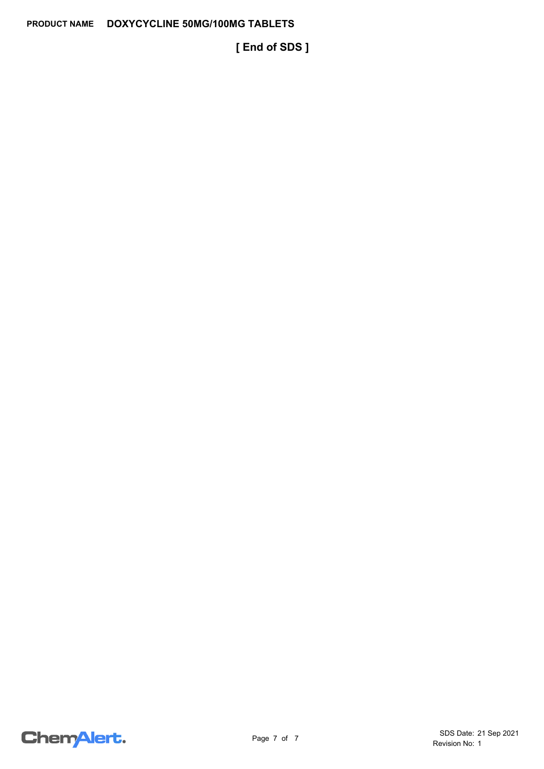**[ End of SDS ]**